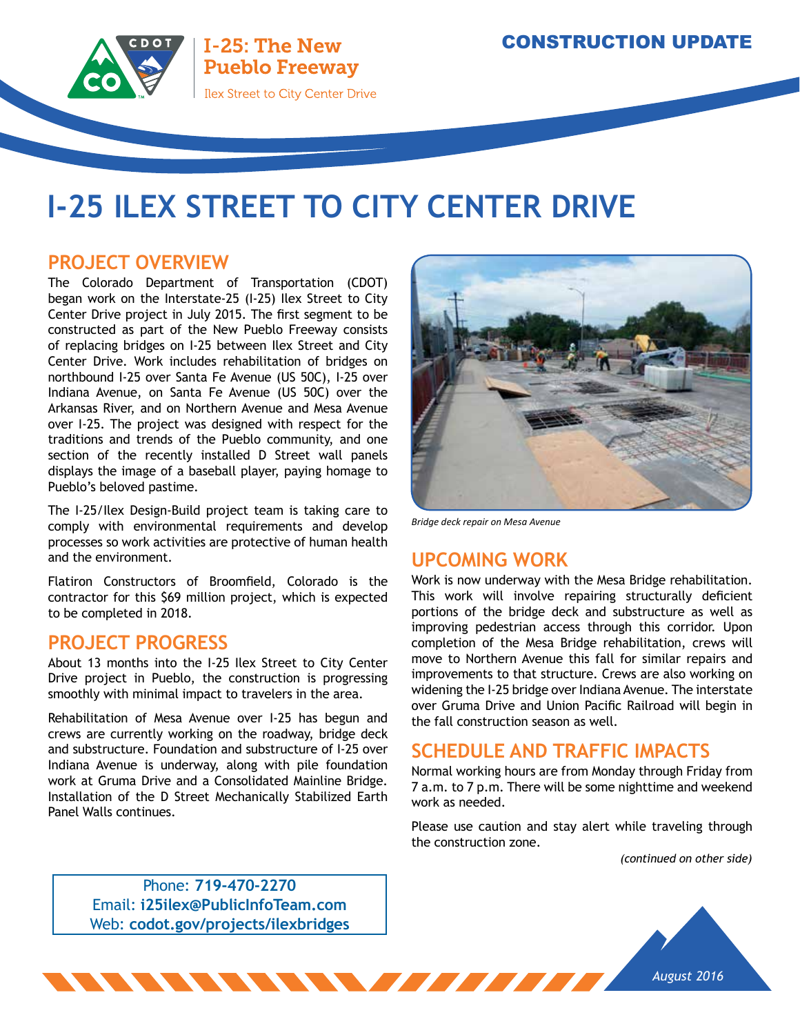I-25: The New Pueblo Freeway

Ilex Street to City Center Drive

CONSTRUCTION UPDATE

# I-25 ILEX STREET TO CITY CENTER DRIVE

## PROJECT OVERVIEW

The Colorado Department of Transportation (CDOT) began work on the Interstate-25 (I-25) Ilex Street to City Center Drive project in July 2015. The first segment to be constructed as part of the New Pueblo Freeway consists of replacing bridges on I-25 between Ilex Street and City Center Drive. Work includes rehabilitation of bridges on northbound I-25 over Santa Fe Avenue (US 50C), I-25 over Indiana Avenue, on Santa Fe Avenue (US 50C) over the Arkansas River, and on Northern Avenue and Mesa Avenue over I-25. The project was designed with respect for the traditions and trends of the Pueblo community, and one section of the recently installed D Street wall panels displays the image of a baseball player, paying homage to Pueblo's beloved pastime.

The I-25/Ilex Design-Build project team is taking care to comply with environmental requirements and develop processes so work activities are protective of human health and the environment.

Flatiron Constructors of Broomfield, Colorado is the contractor for this $69 million project, which is expected to be completed in 2018.

## PROJECT PROGRESS

About 13 months into the I-25 Ilex Street to City Center Drive project in Pueblo, the construction is progressing smoothly with minimal impact to travelers in the area.

Rehabilitation of Mesa Avenue over I-25 has begun and crews are currently working on the roadway, bridge deck and substructure. Foundation and substructure of I-25 over Indiana Avenue is underway, along with pile foundation work at Gruma Drive and a Consolidated Mainline Bridge. Installation of the D Street Mechanically Stabilized Earth Panel Walls continues.

*Bridge deck repair on Mesa Avenue*

## UPCOMING WORK

Work is now underway with the Mesa Bridge rehabilitation. This work will involve repairing structurally deficient portions of the bridge deck and substructure as well as improving pedestrian access through this corridor. Upon completion of the Mesa Bridge rehabilitation, crews will move to Northern Avenue this fall for similar repairs and improvements to that structure. Crews are also working on widening the I-25 bridge over Indiana Avenue. The interstate over Gruma Drive and Union Pacific Railroad will begin in the fall construction season as well.

## SCHEDULE AND TRAFFIC IMPACTS

Normal working hours are from Monday through Friday from 7 a.m. to 7 p.m. There will be some nighttime and weekend work as needed.

Please use caution and stay alert while traveling through the construction zone.

*(continued on other side)*

Phone: **719-470-2270**
Email: **i25ilex@PublicInfoTeam.com**
Web: **codot.gov/projects/ilexbridges**

*August 2016*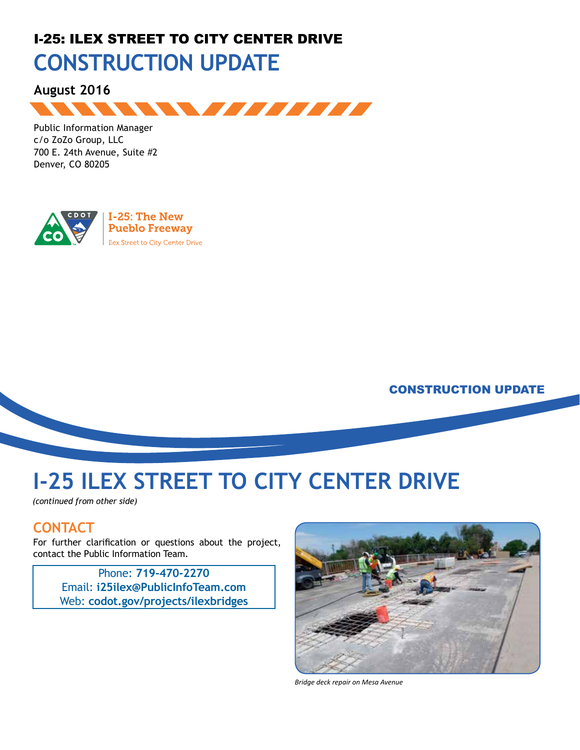# I-25: ILEX STREET TO CITY CENTER DRIVE

## CONSTRUCTION UPDATE

**August 2016**

Public Information Manager
c/o ZoZo Group, LLC
700 E. 24th Avenue, Suite #2
Denver, CO 80205

I-25: The New Pueblo Freeway
Ilex Street to City Center Drive

CONSTRUCTION UPDATE

# I-25 ILEX STREET TO CITY CENTER DRIVE

*(continued from other side)*

## CONTACT

For further clarification or questions about the project, contact the Public Information Team.

Phone: **719-470-2270**
Email: **i25ilex@PublicInfoTeam.com**
Web: **codot.gov/projects/ilexbridges**

*Bridge deck repair on Mesa Avenue*